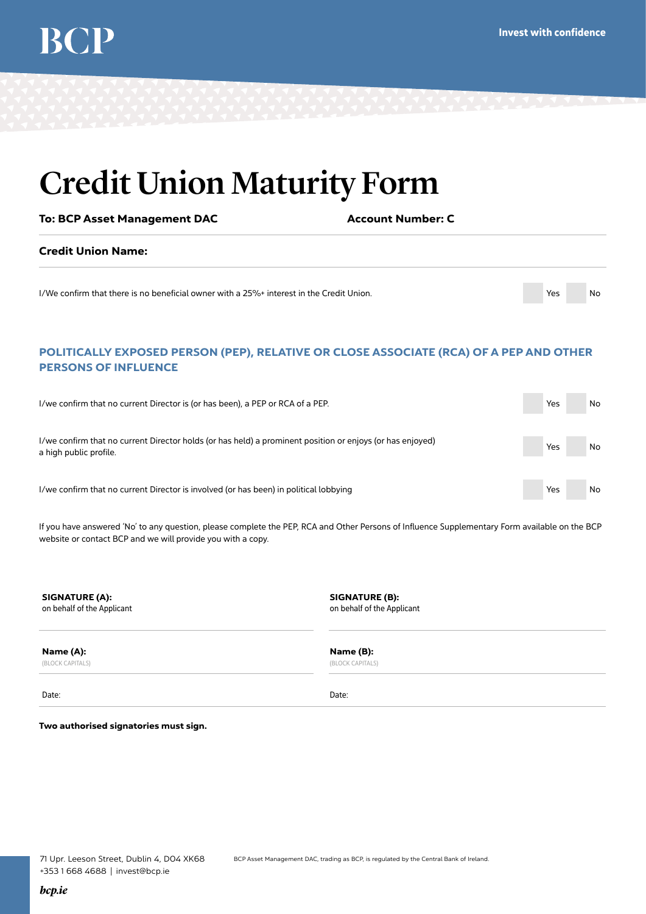BCP

Invest with confidence

# Credit Union Maturity Form

**To: BCP Asset Management DAC** **Account Number: C**

**Credit Union Name:**

I/We confirm that there is no beneficial owner with a 25%+ interest in the Credit Union. ☐ Yes ☐ No

## POLITICALLY EXPOSED PERSON (PEP), RELATIVE OR CLOSE ASSOCIATE (RCA) OF A PEP AND OTHER PERSONS OF INFLUENCE

I/we confirm that no current Director is (or has been), a PEP or RCA of a PEP. ☐ Yes ☐ No

I/we confirm that no current Director holds (or has held) a prominent position or enjoys (or has enjoyed) a high public profile. ☐ Yes ☐ No

I/we confirm that no current Director is involved (or has been) in political lobbying ☐ Yes ☐ No

If you have answered 'No' to any question, please complete the PEP, RCA and Other Persons of Influence Supplementary Form available on the BCP website or contact BCP and we will provide you with a copy.

| **SIGNATURE (A):** on behalf of the Applicant | **SIGNATURE (B):** on behalf of the Applicant |
|---|---|
| **Name (A):** (BLOCK CAPITALS) | **Name (B):** (BLOCK CAPITALS) |
| Date: | Date: |

**Two authorised signatories must sign.**

71 Upr. Leeson Street, Dublin 4, D04 XK68
+353 1 668 4688 | invest@bcp.ie

BCP Asset Management DAC, trading as BCP, is regulated by the Central Bank of Ireland.

*bcp.ie*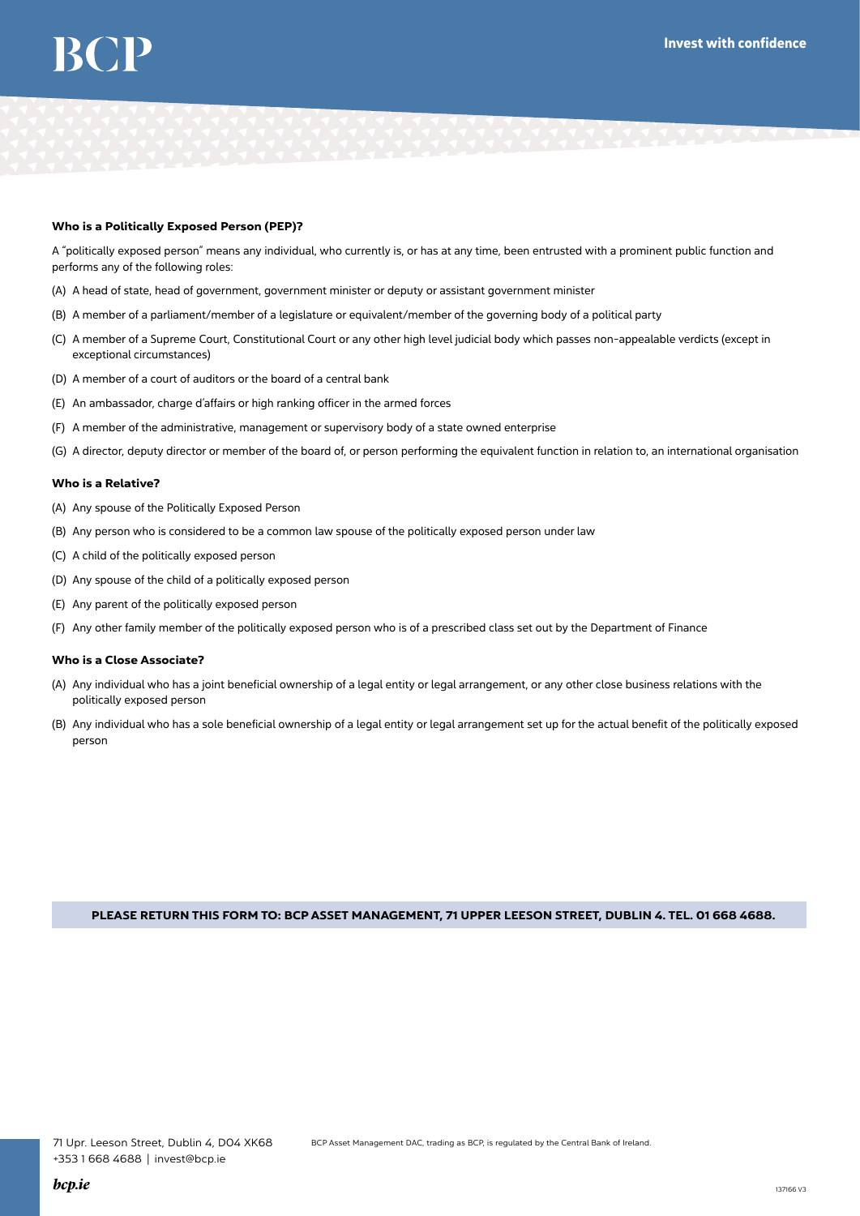### Who is a Politically Exposed Person (PEP)?

A "politically exposed person" means any individual, who currently is, or has at any time, been entrusted with a prominent public function and performs any of the following roles:

(A) A head of state, head of government, government minister or deputy or assistant government minister

(B) A member of a parliament/member of a legislature or equivalent/member of the governing body of a political party

(C) A member of a Supreme Court, Constitutional Court or any other high level judicial body which passes non-appealable verdicts (except in exceptional circumstances)

(D) A member of a court of auditors or the board of a central bank

(E) An ambassador, charge d'affairs or high ranking officer in the armed forces

(F) A member of the administrative, management or supervisory body of a state owned enterprise

(G) A director, deputy director or member of the board of, or person performing the equivalent function in relation to, an international organisation

### Who is a Relative?

(A) Any spouse of the Politically Exposed Person

(B) Any person who is considered to be a common law spouse of the politically exposed person under law

(C) A child of the politically exposed person

(D) Any spouse of the child of a politically exposed person

(E) Any parent of the politically exposed person

(F) Any other family member of the politically exposed person who is of a prescribed class set out by the Department of Finance

### Who is a Close Associate?

(A) Any individual who has a joint beneficial ownership of a legal entity or legal arrangement, or any other close business relations with the politically exposed person

(B) Any individual who has a sole beneficial ownership of a legal entity or legal arrangement set up for the actual benefit of the politically exposed person

**PLEASE RETURN THIS FORM TO: BCP ASSET MANAGEMENT, 71 UPPER LEESON STREET, DUBLIN 4. TEL. 01 668 4688.**

71 Upr. Leeson Street, Dublin 4, D04 XK68
+353 1 668 4688 | invest@bcp.ie

BCP Asset Management DAC, trading as BCP, is regulated by the Central Bank of Ireland.

137166 V3